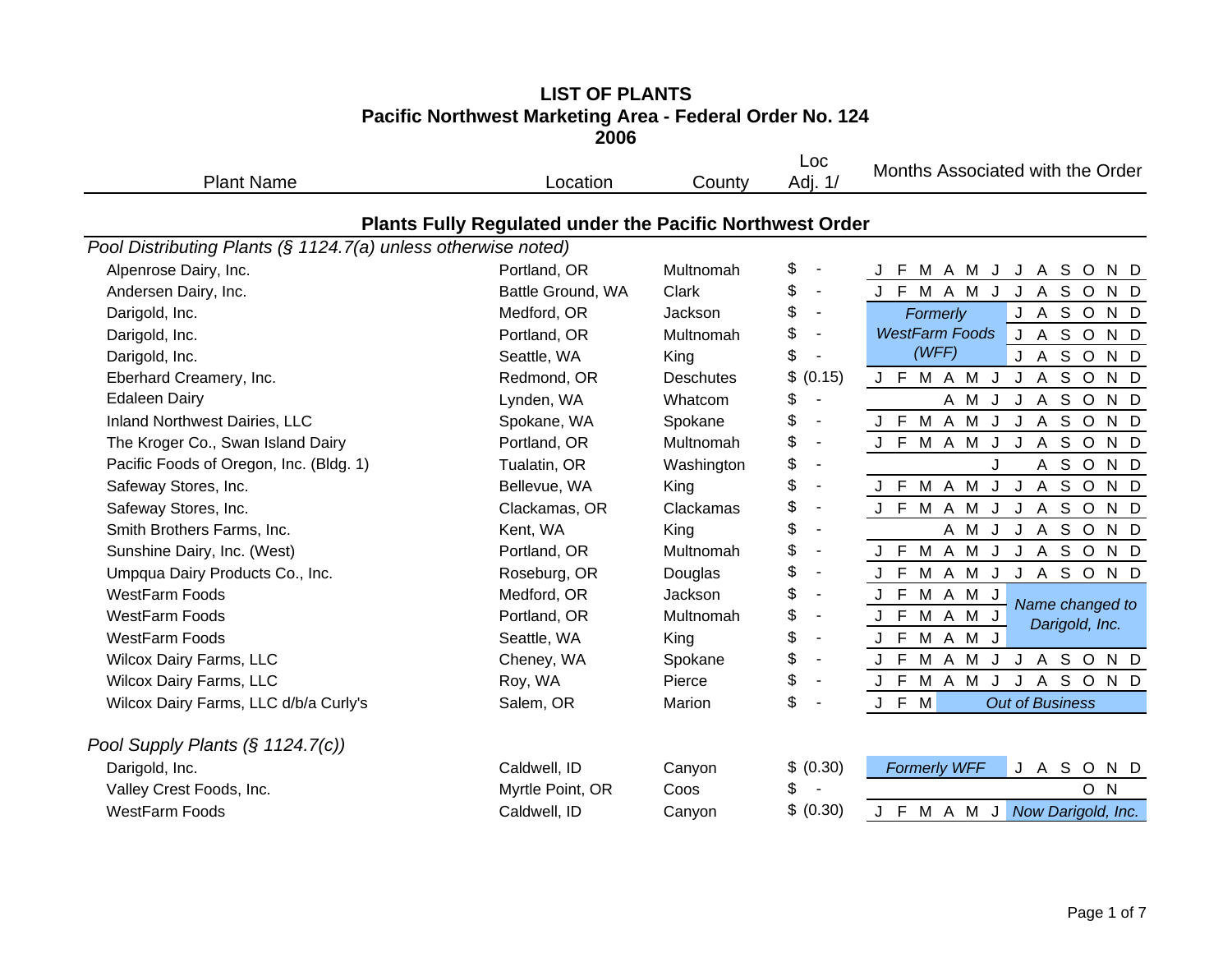# LIST OF PLANTS
## Pacific Northwest Marketing Area - Federal Order No. 124
## 2006

| Plant Name | Location | County | Loc Adj. 1/ | J | F | M | A | M | J | J | A | S | O | N | D |
|---|---|---|---|---|---|---|---|---|---|---|---|---|---|---|---|
| **Plants Fully Regulated under the Pacific Northwest Order** | | | | | | | | | | | | | | | |
| *Pool Distributing Plants (§ 1124.7(a) unless otherwise noted)* | | | | | | | | | | | | | | | |
| Alpenrose Dairy, Inc. | Portland, OR | Multnomah | $ - | J | F | M | A | M | J | J | A | S | O | N | D |
| Andersen Dairy, Inc. | Battle Ground, WA | Clark | $ - | J | F | M | A | M | J | J | A | S | O | N | D |
| Darigold, Inc. | Medford, OR | Jackson | $ - | *Formerly WestFarm Foods (WFF)* | | | | | | J | A | S | O | N | D |
| Darigold, Inc. | Portland, OR | Multnomah | $ - | *Formerly WestFarm Foods (WFF)* | | | | | | J | A | S | O | N | D |
| Darigold, Inc. | Seattle, WA | King | $ - | *Formerly WestFarm Foods (WFF)* | | | | | | J | A | S | O | N | D |
| Eberhard Creamery, Inc. | Redmond, OR | Deschutes | $ (0.15) | J | F | M | A | M | J | J | A | S | O | N | D |
| Edaleen Dairy | Lynden, WA | Whatcom | $ - | | | | A | M | J | J | A | S | O | N | D |
| Inland Northwest Dairies, LLC | Spokane, WA | Spokane | $ - | J | F | M | A | M | J | J | A | S | O | N | D |
| The Kroger Co., Swan Island Dairy | Portland, OR | Multnomah | $ - | J | F | M | A | M | J | J | A | S | O | N | D |
| Pacific Foods of Oregon, Inc. (Bldg. 1) | Tualatin, OR | Washington | $ - | | | | | | J | | A | S | O | N | D |
| Safeway Stores, Inc. | Bellevue, WA | King | $ - | J | F | M | A | M | J | J | A | S | O | N | D |
| Safeway Stores, Inc. | Clackamas, OR | Clackamas | $ - | J | F | M | A | M | J | J | A | S | O | N | D |
| Smith Brothers Farms, Inc. | Kent, WA | King | $ - | | | | A | M | J | J | A | S | O | N | D |
| Sunshine Dairy, Inc. (West) | Portland, OR | Multnomah | $ - | J | F | M | A | M | J | J | A | S | O | N | D |
| Umpqua Dairy Products Co., Inc. | Roseburg, OR | Douglas | $ - | J | F | M | A | M | J | J | A | S | O | N | D |
| WestFarm Foods | Medford, OR | Jackson | $ - | J | F | M | A | M | J | *Name changed to Darigold, Inc.* | | | | | |
| WestFarm Foods | Portland, OR | Multnomah | $ - | J | F | M | A | M | J | *Name changed to Darigold, Inc.* | | | | | |
| WestFarm Foods | Seattle, WA | King | $ - | J | F | M | A | M | J | *Name changed to Darigold, Inc.* | | | | | |
| Wilcox Dairy Farms, LLC | Cheney, WA | Spokane | $ - | J | F | M | A | M | J | J | A | S | O | N | D |
| Wilcox Dairy Farms, LLC | Roy, WA | Pierce | $ - | J | F | M | A | M | J | J | A | S | O | N | D |
| Wilcox Dairy Farms, LLC d/b/a Curly's | Salem, OR | Marion | $ - | J | F | M | *Out of Business* | | | | | | | | |
| *Pool Supply Plants (§ 1124.7(c))* | | | | | | | | | | | | | | | |
| Darigold, Inc. | Caldwell, ID | Canyon | $ (0.30) | *Formerly WFF* | | | | | | J | A | S | O | N | D |
| Valley Crest Foods, Inc. | Myrtle Point, OR | Coos | $ - | | | | | | | | | | O | N | |
| WestFarm Foods | Caldwell, ID | Canyon | $ (0.30) | J | F | M | A | M | J | *Now Darigold, Inc.* | | | | | |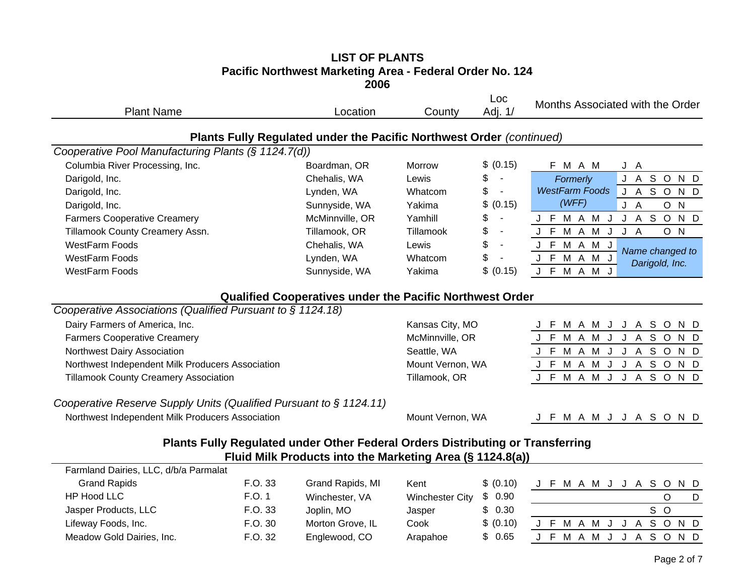# LIST OF PLANTS
## Pacific Northwest Marketing Area - Federal Order No. 124
## 2006

### Plants Fully Regulated under the Pacific Northwest Order *(continued)*

| Plant Name | | Location | County | Loc Adj. 1/ | Months Associated with the Order |
|---|---|---|---|---|---|
| *Cooperative Pool Manufacturing Plants (§ 1124.7(d))* | | | | | |
| Columbia River Processing, Inc. | | Boardman, OR | Morrow | $ (0.15) | F M A M J A |
| Darigold, Inc. | | Chehalis, WA | Lewis | $ - | *Formerly WestFarm Foods (WFF)* J A S O N D |
| Darigold, Inc. | | Lynden, WA | Whatcom | $ - | J A S O N D |
| Darigold, Inc. | | Sunnyside, WA | Yakima | $ (0.15) | J A O N |
| Farmers Cooperative Creamery | | McMinnville, OR | Yamhill | $ - | J F M A M J J A S O N D |
| Tillamook County Creamery Assn. | | Tillamook, OR | Tillamook | $ - | J F M A M J J A O N |
| WestFarm Foods | | Chehalis, WA | Lewis | $ - | J F M A M J *Name changed to Darigold, Inc.* |
| WestFarm Foods | | Lynden, WA | Whatcom | $ - | J F M A M J |
| WestFarm Foods | | Sunnyside, WA | Yakima | $ (0.15) | J F M A M J |

### Qualified Cooperatives under the Pacific Northwest Order

| Plant Name | Location | Months Associated with the Order |
|---|---|---|
| *Cooperative Associations (Qualified Pursuant to § 1124.18)* | | |
| Dairy Farmers of America, Inc. | Kansas City, MO | J F M A M J J A S O N D |
| Farmers Cooperative Creamery | McMinnville, OR | J F M A M J J A S O N D |
| Northwest Dairy Association | Seattle, WA | J F M A M J J A S O N D |
| Northwest Independent Milk Producers Association | Mount Vernon, WA | J F M A M J J A S O N D |
| Tillamook County Creamery Association | Tillamook, OR | J F M A M J J A S O N D |
| *Cooperative Reserve Supply Units (Qualified Pursuant to § 1124.11)* | | |
| Northwest Independent Milk Producers Association | Mount Vernon, WA | J F M A M J J A S O N D |

### Plants Fully Regulated under Other Federal Orders Distributing or Transferring Fluid Milk Products into the Marketing Area (§ 1124.8(a))

| Plant Name | | Location | County | Loc Adj. 1/ | Months Associated with the Order |
|---|---|---|---|---|---|
| Farmland Dairies, LLC, d/b/a Parmalat Grand Rapids | F.O. 33 | Grand Rapids, MI | Kent | $ (0.10) | J F M A M J J A S O N D |
| HP Hood LLC | F.O. 1 | Winchester, VA | Winchester City | $ 0.90 | O D |
| Jasper Products, LLC | F.O. 33 | Joplin, MO | Jasper | $ 0.30 | S O |
| Lifeway Foods, Inc. | F.O. 30 | Morton Grove, IL | Cook | $ (0.10) | J F M A M J J A S O N D |
| Meadow Gold Dairies, Inc. | F.O. 32 | Englewood, CO | Arapahoe | $ 0.65 | J F M A M J J A S O N D |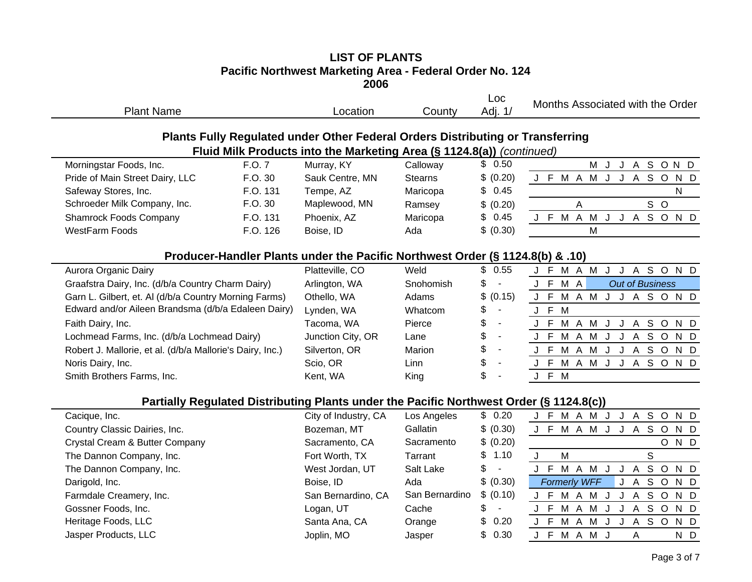# LIST OF PLANTS
## Pacific Northwest Marketing Area - Federal Order No. 124
## 2006

| Plant Name | | Location | County | Loc Adj. 1/ | J | F | M | A | M | J | J | A | S | O | N | D |
|---|---|---|---|---|---|---|---|---|---|---|---|---|---|---|---|---|
| **Plants Fully Regulated under Other Federal Orders Distributing or Transferring Fluid Milk Products into the Marketing Area (§ 1124.8(a))** *(continued)* | | | | | | | | | | | | | | | | |
| Morningstar Foods, Inc. | F.O. 7 | Murray, KY | Calloway | $ 0.50 | | | | | M | J | J | A | S | O | N | D |
| Pride of Main Street Dairy, LLC | F.O. 30 | Sauk Centre, MN | Stearns | $ (0.20) | J | F | M | A | M | J | J | A | S | O | N | D |
| Safeway Stores, Inc. | F.O. 131 | Tempe, AZ | Maricopa | $ 0.45 | | | | | | | | | | | N | |
| Schroeder Milk Company, Inc. | F.O. 30 | Maplewood, MN | Ramsey | $ (0.20) | | | | A | | | | | S | O | | |
| Shamrock Foods Company | F.O. 131 | Phoenix, AZ | Maricopa | $ 0.45 | J | F | M | A | M | J | J | A | S | O | N | D |
| WestFarm Foods | F.O. 126 | Boise, ID | Ada | $ (0.30) | | | | | M | | | | | | | |
| **Producer-Handler Plants under the Pacific Northwest Order (§ 1124.8(b) & .10)** | | | | | | | | | | | | | | | | |
| Aurora Organic Dairy | | Platteville, CO | Weld | $ 0.55 | J | F | M | A | M | J | J | A | S | O | N | D |
| Graafstra Dairy, Inc. (d/b/a Country Charm Dairy) | | Arlington, WA | Snohomish | $ - | J | F | M | A | *Out of Business* | | | | | | | |
| Garn L. Gilbert, et. Al (d/b/a Country Morning Farms) | | Othello, WA | Adams | $ (0.15) | J | F | M | A | M | J | J | A | S | O | N | D |
| Edward and/or Aileen Brandsma (d/b/a Edaleen Dairy) | | Lynden, WA | Whatcom | $ - | J | F | M | | | | | | | | | |
| Faith Dairy, Inc. | | Tacoma, WA | Pierce | $ - | J | F | M | A | M | J | J | A | S | O | N | D |
| Lochmead Farms, Inc. (d/b/a Lochmead Dairy) | | Junction City, OR | Lane | $ - | J | F | M | A | M | J | J | A | S | O | N | D |
| Robert J. Mallorie, et al. (d/b/a Mallorie's Dairy, Inc.) | | Silverton, OR | Marion | $ - | J | F | M | A | M | J | J | A | S | O | N | D |
| Noris Dairy, Inc. | | Scio, OR | Linn | $ - | J | F | M | A | M | J | J | A | S | O | N | D |
| Smith Brothers Farms, Inc. | | Kent, WA | King | $ - | J | F | M | | | | | | | | | |
| **Partially Regulated Distributing Plants under the Pacific Northwest Order (§ 1124.8(c))** | | | | | | | | | | | | | | | | |
| Cacique, Inc. | | City of Industry, CA | Los Angeles | $ 0.20 | J | F | M | A | M | J | J | A | S | O | N | D |
| Country Classic Dairies, Inc. | | Bozeman, MT | Gallatin | $ (0.30) | J | F | M | A | M | J | J | A | S | O | N | D |
| Crystal Cream & Butter Company | | Sacramento, CA | Sacramento | $ (0.20) | | | | | | | | | | O | N | D |
| The Dannon Company, Inc. | | Fort Worth, TX | Tarrant | $ 1.10 | J | | M | | | | | | S | | | |
| The Dannon Company, Inc. | | West Jordan, UT | Salt Lake | $ - | J | F | M | A | M | J | J | A | S | O | N | D |
| Darigold, Inc. | | Boise, ID | Ada | $ (0.30) | *Formerly WFF* | | | | | | J | A | S | O | N | D |
| Farmdale Creamery, Inc. | | San Bernardino, CA | San Bernardino | $ (0.10) | J | F | M | A | M | J | J | A | S | O | N | D |
| Gossner Foods, Inc. | | Logan, UT | Cache | $ - | J | F | M | A | M | J | J | A | S | O | N | D |
| Heritage Foods, LLC | | Santa Ana, CA | Orange | $ 0.20 | J | F | M | A | M | J | J | A | S | O | N | D |
| Jasper Products, LLC | | Joplin, MO | Jasper | $ 0.30 | J | F | M | A | M | J | | A | | | N | D |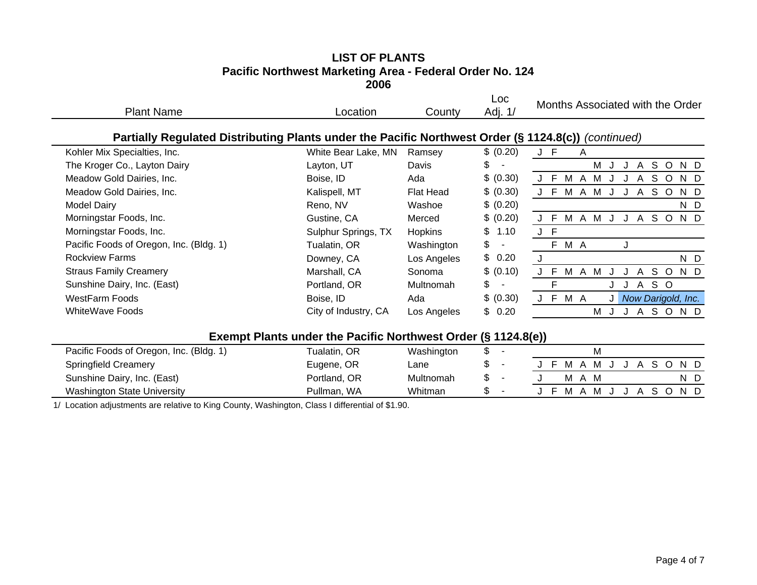# LIST OF PLANTS
## Pacific Northwest Marketing Area - Federal Order No. 124
## 2006

### Partially Regulated Distributing Plants under the Pacific Northwest Order (§ 1124.8(c)) *(continued)*

| Plant Name | Location | County | Loc Adj. 1/ | Months Associated with the Order |
|---|---|---|---|---|
| Kohler Mix Specialties, Inc. | White Bear Lake, MN | Ramsey | $ (0.20) | J F A |
| The Kroger Co., Layton Dairy | Layton, UT | Davis | $ - | M J J A S O N D |
| Meadow Gold Dairies, Inc. | Boise, ID | Ada | $ (0.30) | J F M A M J J A S O N D |
| Meadow Gold Dairies, Inc. | Kalispell, MT | Flat Head | $ (0.30) | J F M A M J J A S O N D |
| Model Dairy | Reno, NV | Washoe | $ (0.20) | N D |
| Morningstar Foods, Inc. | Gustine, CA | Merced | $ (0.20) | J F M A M J J A S O N D |
| Morningstar Foods, Inc. | Sulphur Springs, TX | Hopkins | $ 1.10 | J F |
| Pacific Foods of Oregon, Inc. (Bldg. 1) | Tualatin, OR | Washington | $ - | F M A J |
| Rockview Farms | Downey, CA | Los Angeles | $ 0.20 | J N D |
| Straus Family Creamery | Marshall, CA | Sonoma | $ (0.10) | J F M A M J J A S O N D |
| Sunshine Dairy, Inc. (East) | Portland, OR | Multnomah | $ - | F J J A S O |
| WestFarm Foods | Boise, ID | Ada | $ (0.30) | J F M A J *Now Darigold, Inc.* |
| WhiteWave Foods | City of Industry, CA | Los Angeles | $ 0.20 | M J J A S O N D |

### Exempt Plants under the Pacific Northwest Order (§ 1124.8(e))

| Plant Name | Location | County | Loc Adj. 1/ | Months Associated with the Order |
|---|---|---|---|---|
| Pacific Foods of Oregon, Inc. (Bldg. 1) | Tualatin, OR | Washington | $ - | M |
| Springfield Creamery | Eugene, OR | Lane | $ - | J F M A M J J A S O N D |
| Sunshine Dairy, Inc. (East) | Portland, OR | Multnomah | $ - | J M A M N D |
| Washington State University | Pullman, WA | Whitman | $ - | J F M A M J J A S O N D |

1/ Location adjustments are relative to King County, Washington, Class I differential of $1.90.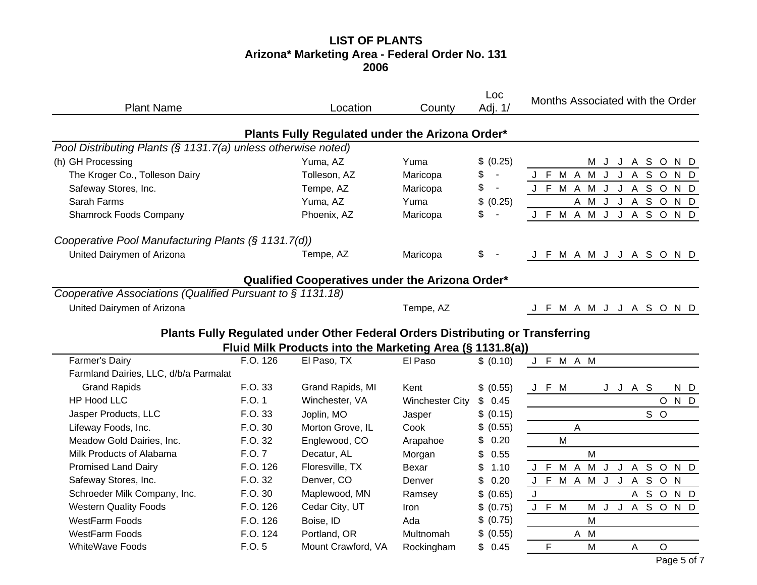# LIST OF PLANTS
## Arizona* Marketing Area - Federal Order No. 131
## 2006

| Plant Name | | Location | County | Loc Adj. 1/ | J | F | M | A | M | J | J | A | S | O | N | D |
|---|---|---|---|---|---|---|---|---|---|---|---|---|---|---|---|---|
| **Plants Fully Regulated under the Arizona Order*** | | | | | | | | | | | | | | | | |
| *Pool Distributing Plants (§ 1131.7(a) unless otherwise noted)* | | | | | | | | | | | | | | | | |
| (h) GH Processing | | Yuma, AZ | Yuma | $ (0.25) | | | | | M | J | J | A | S | O | N | D |
| The Kroger Co., Tolleson Dairy | | Tolleson, AZ | Maricopa | $ - | J | F | M | A | M | J | J | A | S | O | N | D |
| Safeway Stores, Inc. | | Tempe, AZ | Maricopa | $ - | J | F | M | A | M | J | J | A | S | O | N | D |
| Sarah Farms | | Yuma, AZ | Yuma | $ (0.25) | | | | A | M | J | J | A | S | O | N | D |
| Shamrock Foods Company | | Phoenix, AZ | Maricopa | $ - | J | F | M | A | M | J | J | A | S | O | N | D |
| *Cooperative Pool Manufacturing Plants (§ 1131.7(d))* | | | | | | | | | | | | | | | | |
| United Dairymen of Arizona | | Tempe, AZ | Maricopa | $ - | J | F | M | A | M | J | J | A | S | O | N | D |
| **Qualified Cooperatives under the Arizona Order*** | | | | | | | | | | | | | | | | |
| *Cooperative Associations (Qualified Pursuant to § 1131.18)* | | | | | | | | | | | | | | | | |
| United Dairymen of Arizona | | | Tempe, AZ | | J | F | M | A | M | J | J | A | S | O | N | D |
| **Plants Fully Regulated under Other Federal Orders Distributing or Transferring Fluid Milk Products into the Marketing Area (§ 1131.8(a))** | | | | | | | | | | | | | | | | |
| Farmer's Dairy | F.O. 126 | El Paso, TX | El Paso | $ (0.10) | J | F | M | A | M | | | | | | | |
| Farmland Dairies, LLC, d/b/a Parmalat Grand Rapids | F.O. 33 | Grand Rapids, MI | Kent | $ (0.55) | J | F | M | | | J | J | A | S | | N | D |
| HP Hood LLC | F.O. 1 | Winchester, VA | Winchester City | $ 0.45 | | | | | | | | | | O | N | D |
| Jasper Products, LLC | F.O. 33 | Joplin, MO | Jasper | $ (0.15) | | | | | | | | | S | O | | |
| Lifeway Foods, Inc. | F.O. 30 | Morton Grove, IL | Cook | $ (0.55) | | | | A | | | | | | | | |
| Meadow Gold Dairies, Inc. | F.O. 32 | Englewood, CO | Arapahoe | $ 0.20 | | | M | | | | | | | | | |
| Milk Products of Alabama | F.O. 7 | Decatur, AL | Morgan | $ 0.55 | | | | | M | | | | | | | |
| Promised Land Dairy | F.O. 126 | Floresville, TX | Bexar | $ 1.10 | J | F | M | A | M | J | J | A | S | O | N | D |
| Safeway Stores, Inc. | F.O. 32 | Denver, CO | Denver | $ 0.20 | J | F | M | A | M | J | J | A | S | O | N | |
| Schroeder Milk Company, Inc. | F.O. 30 | Maplewood, MN | Ramsey | $ (0.65) | J | | | | | | | A | S | O | N | D |
| Western Quality Foods | F.O. 126 | Cedar City, UT | Iron | $ (0.75) | J | F | M | | M | J | J | A | S | O | N | D |
| WestFarm Foods | F.O. 126 | Boise, ID | Ada | $ (0.75) | | | | | M | | | | | | | |
| WestFarm Foods | F.O. 124 | Portland, OR | Multnomah | $ (0.55) | | | | A | M | | | | | | | |
| WhiteWave Foods | F.O. 5 | Mount Crawford, VA | Rockingham | $ 0.45 | | F | | | M | | | A | | O | | |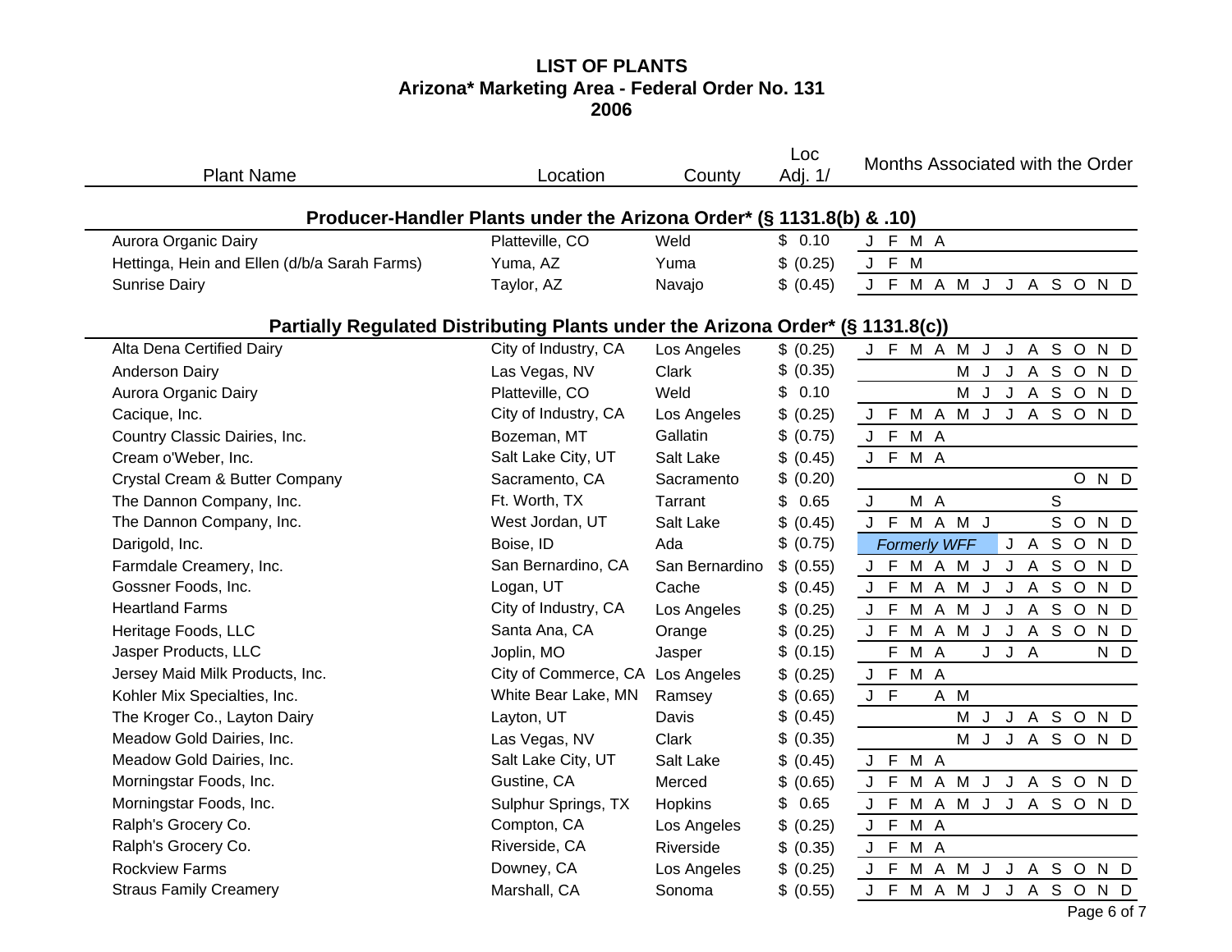# LIST OF PLANTS
## Arizona* Marketing Area - Federal Order No. 131
## 2006

### Producer-Handler Plants under the Arizona Order* (§ 1131.8(b) & .10)

| Plant Name | Location | County | Loc Adj. 1/ | Months Associated with the Order | | | | | | | | | | | |
|---|---|---|---|---|---|---|---|---|---|---|---|---|---|---|---|
| | | | | J | F | M | A | M | J | J | A | S | O | N | D |
| Aurora Organic Dairy | Platteville, CO | Weld | $ 0.10 | J | F | M | A | | | | | | | | |
| Hettinga, Hein and Ellen (d/b/a Sarah Farms) | Yuma, AZ | Yuma | $ (0.25) | J | F | M | | | | | | | | | |
| Sunrise Dairy | Taylor, AZ | Navajo | $ (0.45) | J | F | M | A | M | J | J | A | S | O | N | D |

### Partially Regulated Distributing Plants under the Arizona Order* (§ 1131.8(c))

| Plant Name | Location | County | Loc Adj. 1/ | Months Associated with the Order | | | | | | | | | | | |
|---|---|---|---|---|---|---|---|---|---|---|---|---|---|---|---|
| | | | | J | F | M | A | M | J | J | A | S | O | N | D |
| Alta Dena Certified Dairy | City of Industry, CA | Los Angeles | $ (0.25) | J | F | M | A | M | J | J | A | S | O | N | D |
| Anderson Dairy | Las Vegas, NV | Clark | $ (0.35) | | | | | M | J | J | A | S | O | N | D |
| Aurora Organic Dairy | Platteville, CO | Weld | $ 0.10 | | | | | M | J | J | A | S | O | N | D |
| Cacique, Inc. | City of Industry, CA | Los Angeles | $ (0.25) | J | F | M | A | M | J | J | A | S | O | N | D |
| Country Classic Dairies, Inc. | Bozeman, MT | Gallatin | $ (0.75) | J | F | M | A | | | | | | | | |
| Cream o'Weber, Inc. | Salt Lake City, UT | Salt Lake | $ (0.45) | J | F | M | A | | | | | | | | |
| Crystal Cream & Butter Company | Sacramento, CA | Sacramento | $ (0.20) | | | | | | | | | | O | N | D |
| The Dannon Company, Inc. | Ft. Worth, TX | Tarrant | $ 0.65 | J | | M | A | | | | | S | | | |
| The Dannon Company, Inc. | West Jordan, UT | Salt Lake | $ (0.45) | J | F | M | A | M | J | | | S | O | N | D |
| Darigold, Inc. | Boise, ID | Ada | $ (0.75) | *Formerly WFF* | | | | | | J | A | S | O | N | D |
| Farmdale Creamery, Inc. | San Bernardino, CA | San Bernardino | $ (0.55) | J | F | M | A | M | J | J | A | S | O | N | D |
| Gossner Foods, Inc. | Logan, UT | Cache | $ (0.45) | J | F | M | A | M | J | J | A | S | O | N | D |
| Heartland Farms | City of Industry, CA | Los Angeles | $ (0.25) | J | F | M | A | M | J | J | A | S | O | N | D |
| Heritage Foods, LLC | Santa Ana, CA | Orange | $ (0.25) | J | F | M | A | M | J | J | A | S | O | N | D |
| Jasper Products, LLC | Joplin, MO | Jasper | $ (0.15) | | F | M | A | | J | J | A | | | N | D |
| Jersey Maid Milk Products, Inc. | City of Commerce, CA | Los Angeles | $ (0.25) | J | F | M | A | | | | | | | | |
| Kohler Mix Specialties, Inc. | White Bear Lake, MN | Ramsey | $ (0.65) | J | F | | A | M | | | | | | | |
| The Kroger Co., Layton Dairy | Layton, UT | Davis | $ (0.45) | | | | | M | J | J | A | S | O | N | D |
| Meadow Gold Dairies, Inc. | Las Vegas, NV | Clark | $ (0.35) | | | | | M | J | J | A | S | O | N | D |
| Meadow Gold Dairies, Inc. | Salt Lake City, UT | Salt Lake | $ (0.45) | J | F | M | A | | | | | | | | |
| Morningstar Foods, Inc. | Gustine, CA | Merced | $ (0.65) | J | F | M | A | M | J | J | A | S | O | N | D |
| Morningstar Foods, Inc. | Sulphur Springs, TX | Hopkins | $ 0.65 | J | F | M | A | M | J | J | A | S | O | N | D |
| Ralph's Grocery Co. | Compton, CA | Los Angeles | $ (0.25) | J | F | M | A | | | | | | | | |
| Ralph's Grocery Co. | Riverside, CA | Riverside | $ (0.35) | J | F | M | A | | | | | | | | |
| Rockview Farms | Downey, CA | Los Angeles | $ (0.25) | J | F | M | A | M | J | J | A | S | O | N | D |
| Straus Family Creamery | Marshall, CA | Sonoma | $ (0.55) | J | F | M | A | M | J | J | A | S | O | N | D |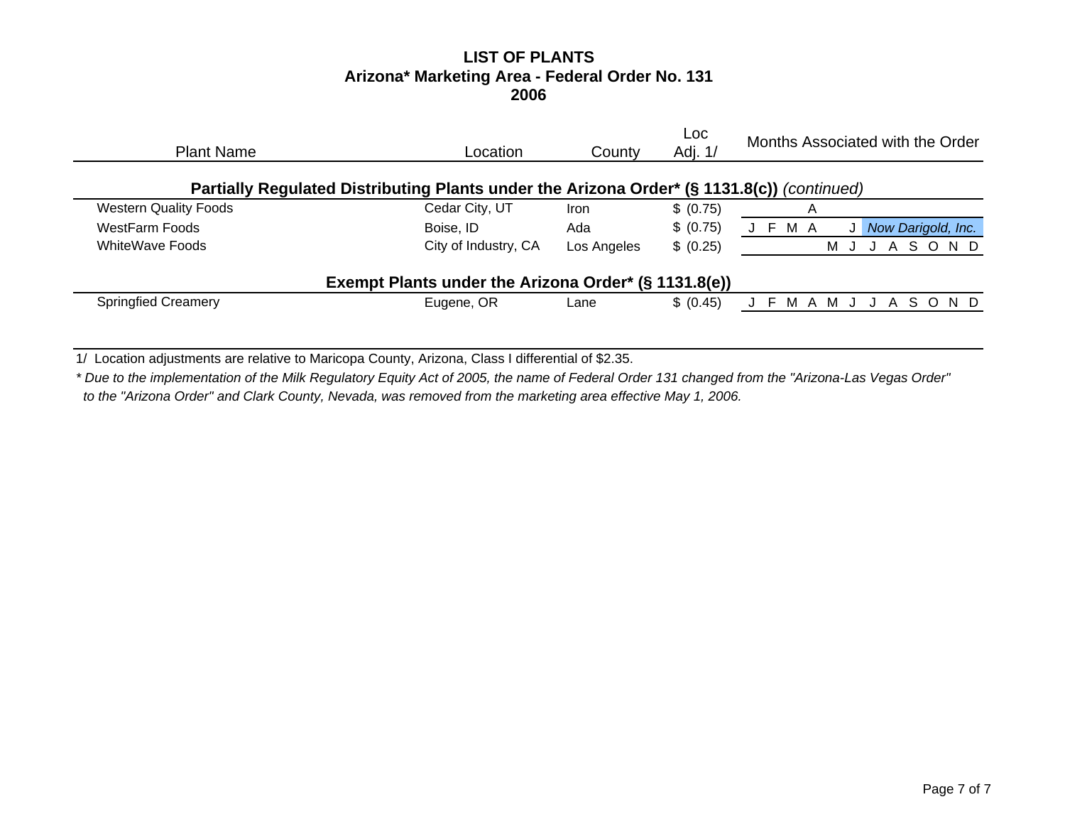# LIST OF PLANTS
## Arizona* Marketing Area - Federal Order No. 131
## 2006

| Plant Name | Location | County | Loc Adj. 1/ | Months Associated with the Order |
|---|---|---|---|---|
| **Partially Regulated Distributing Plants under the Arizona Order* (§ 1131.8(c))** *(continued)* | | | | |
| Western Quality Foods | Cedar City, UT | Iron | $ (0.75) | A |
| WestFarm Foods | Boise, ID | Ada | $ (0.75) | J F M A J *Now Darigold, Inc.* |
| WhiteWave Foods | City of Industry, CA | Los Angeles | $ (0.25) | M J J A S O N D |
| **Exempt Plants under the Arizona Order* (§ 1131.8(e))** | | | | |
| Springfied Creamery | Eugene, OR | Lane | $ (0.45) | J F M A M J J A S O N D |

1/ Location adjustments are relative to Maricopa County, Arizona, Class I differential of $2.35.

*\* Due to the implementation of the Milk Regulatory Equity Act of 2005, the name of Federal Order 131 changed from the "Arizona-Las Vegas Order" to the "Arizona Order" and Clark County, Nevada, was removed from the marketing area effective May 1, 2006.*